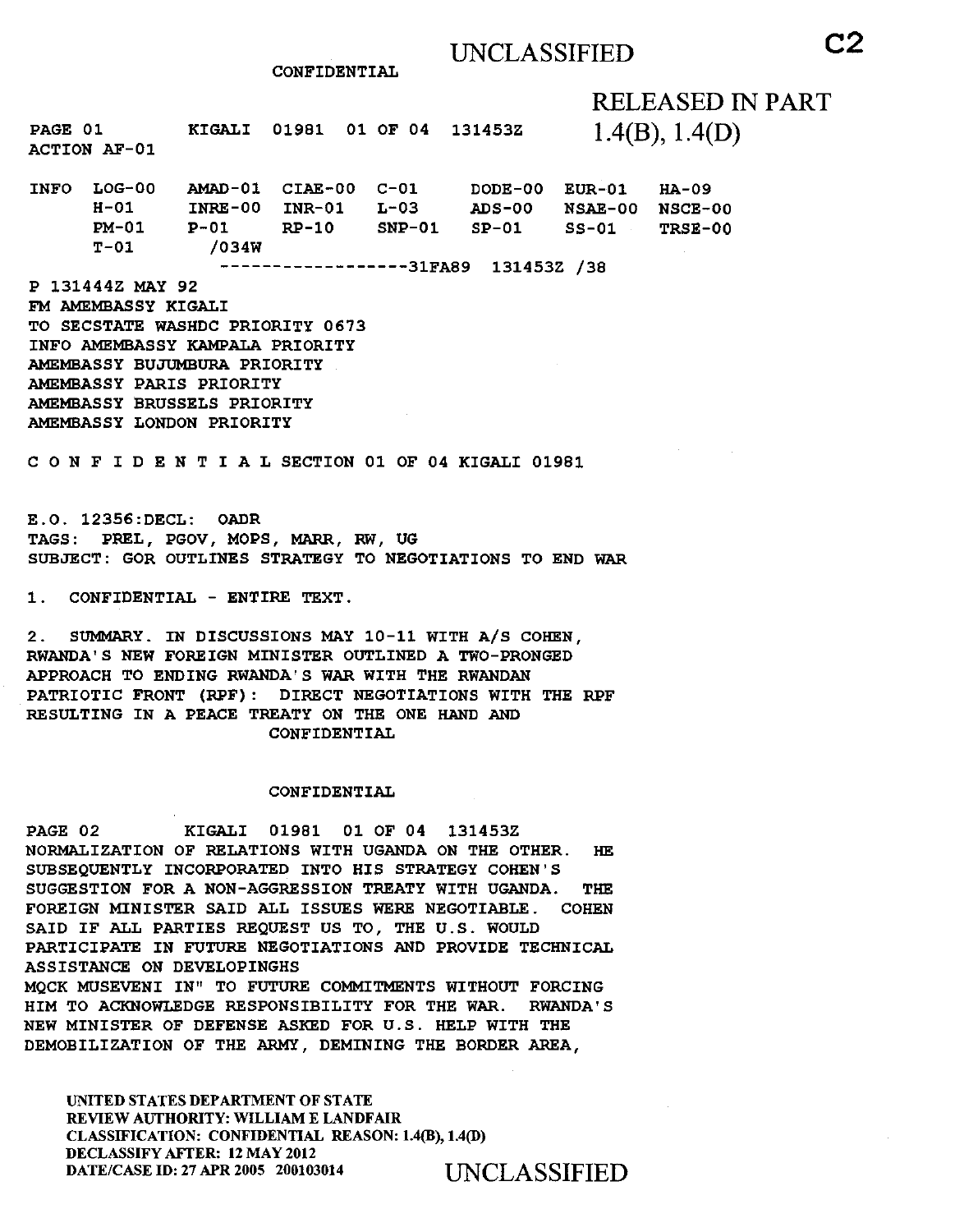UNCLASSIFIED

CONFIDENTIAL

RELEASED IN PART
1.4(B), 1.4(D)

PAGE 01 KIGALI 01981 01 OF 04 131453Z
ACTION AF-01

```
INFO  LOG-00   AMAD-01  CIAE-00  C-01     DODE-00  EUR-01   HA-09
      H-01     INRE-00  INR-01   L-03     ADS-00   NSAE-00  NSCE-00
      PM-01    P-01     RP-10    SNP-01   SP-01    SS-01    TRSE-00
      T-01      /034W
                ------------------31FA89  131453Z /38
```

P 131444Z MAY 92
FM AMEMBASSY KIGALI
TO SECSTATE WASHDC PRIORITY 0673
INFO AMEMBASSY KAMPALA PRIORITY
AMEMBASSY BUJUMBURA PRIORITY
AMEMBASSY PARIS PRIORITY
AMEMBASSY BRUSSELS PRIORITY
AMEMBASSY LONDON PRIORITY

C O N F I D E N T I A L SECTION 01 OF 04 KIGALI 01981

E.O. 12356:DECL: OADR
TAGS: PREL, PGOV, MOPS, MARR, RW, UG
SUBJECT: GOR OUTLINES STRATEGY TO NEGOTIATIONS TO END WAR

1. CONFIDENTIAL - ENTIRE TEXT.

2. SUMMARY. IN DISCUSSIONS MAY 10-11 WITH A/S COHEN, RWANDA'S NEW FOREIGN MINISTER OUTLINED A TWO-PRONGED APPROACH TO ENDING RWANDA'S WAR WITH THE RWANDAN PATRIOTIC FRONT (RPF): DIRECT NEGOTIATIONS WITH THE RPF RESULTING IN A PEACE TREATY ON THE ONE HAND AND NORMALIZATION OF RELATIONS WITH UGANDA ON THE OTHER. HE SUBSEQUENTLY INCORPORATED INTO HIS STRATEGY COHEN'S SUGGESTION FOR A NON-AGGRESSION TREATY WITH UGANDA. THE FOREIGN MINISTER SAID ALL ISSUES WERE NEGOTIABLE. COHEN SAID IF ALL PARTIES REQUEST US TO, THE U.S. WOULD PARTICIPATE IN FUTURE NEGOTIATIONS AND PROVIDE TECHNICAL ASSISTANCE ON DEVELOPINGHS
MQCK MUSEVENI IN" TO FUTURE COMMITMENTS WITHOUT FORCING HIM TO ACKNOWLEDGE RESPONSIBILITY FOR THE WAR. RWANDA'S NEW MINISTER OF DEFENSE ASKED FOR U.S. HELP WITH THE DEMOBILIZATION OF THE ARMY, DEMINING THE BORDER AREA,

UNITED STATES DEPARTMENT OF STATE
REVIEW AUTHORITY: WILLIAM E LANDFAIR
CLASSIFICATION: CONFIDENTIAL REASON: 1.4(B), 1.4(D)
DECLASSIFY AFTER: 12 MAY 2012
DATE/CASE ID: 27 APR 2005 200103014

UNCLASSIFIED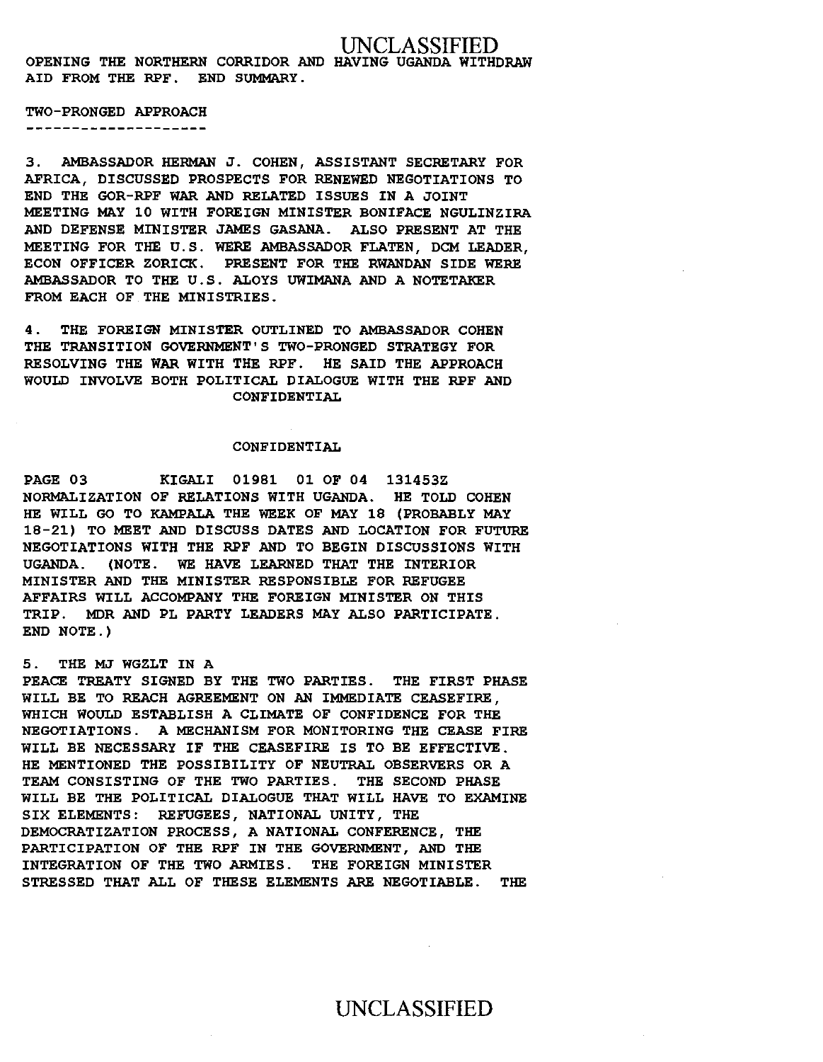OPENING THE NORTHERN CORRIDOR AND HAVING UGANDA WITHDRAW AID FROM THE RPF. END SUMMARY.

TWO-PRONGED APPROACH
--------------------

3. AMBASSADOR HERMAN J. COHEN, ASSISTANT SECRETARY FOR AFRICA, DISCUSSED PROSPECTS FOR RENEWED NEGOTIATIONS TO END THE GOR-RPF WAR AND RELATED ISSUES IN A JOINT MEETING MAY 10 WITH FOREIGN MINISTER BONIFACE NGULINZIRA AND DEFENSE MINISTER JAMES GASANA. ALSO PRESENT AT THE MEETING FOR THE U.S. WERE AMBASSADOR FLATEN, DCM LEADER, ECON OFFICER ZORICK. PRESENT FOR THE RWANDAN SIDE WERE AMBASSADOR TO THE U.S. ALOYS UWIMANA AND A NOTETAKER FROM EACH OF THE MINISTRIES.

4. THE FOREIGN MINISTER OUTLINED TO AMBASSADOR COHEN THE TRANSITION GOVERNMENT'S TWO-PRONGED STRATEGY FOR RESOLVING THE WAR WITH THE RPF. HE SAID THE APPROACH WOULD INVOLVE BOTH POLITICAL DIALOGUE WITH THE RPF AND

CONFIDENTIAL

CONFIDENTIAL

PAGE 03 KIGALI 01981 01 OF 04 131453Z

NORMALIZATION OF RELATIONS WITH UGANDA. HE TOLD COHEN HE WILL GO TO KAMPALA THE WEEK OF MAY 18 (PROBABLY MAY 18-21) TO MEET AND DISCUSS DATES AND LOCATION FOR FUTURE NEGOTIATIONS WITH THE RPF AND TO BEGIN DISCUSSIONS WITH UGANDA. (NOTE. WE HAVE LEARNED THAT THE INTERIOR MINISTER AND THE MINISTER RESPONSIBLE FOR REFUGEE AFFAIRS WILL ACCOMPANY THE FOREIGN MINISTER ON THIS TRIP. MDR AND PL PARTY LEADERS MAY ALSO PARTICIPATE. END NOTE.)

5. THE MJ WGZLT IN A PEACE TREATY SIGNED BY THE TWO PARTIES. THE FIRST PHASE WILL BE TO REACH AGREEMENT ON AN IMMEDIATE CEASEFIRE, WHICH WOULD ESTABLISH A CLIMATE OF CONFIDENCE FOR THE NEGOTIATIONS. A MECHANISM FOR MONITORING THE CEASE FIRE WILL BE NECESSARY IF THE CEASEFIRE IS TO BE EFFECTIVE. HE MENTIONED THE POSSIBILITY OF NEUTRAL OBSERVERS OR A TEAM CONSISTING OF THE TWO PARTIES. THE SECOND PHASE WILL BE THE POLITICAL DIALOGUE THAT WILL HAVE TO EXAMINE SIX ELEMENTS: REFUGEES, NATIONAL UNITY, THE DEMOCRATIZATION PROCESS, A NATIONAL CONFERENCE, THE PARTICIPATION OF THE RPF IN THE GOVERNMENT, AND THE INTEGRATION OF THE TWO ARMIES. THE FOREIGN MINISTER STRESSED THAT ALL OF THESE ELEMENTS ARE NEGOTIABLE. THE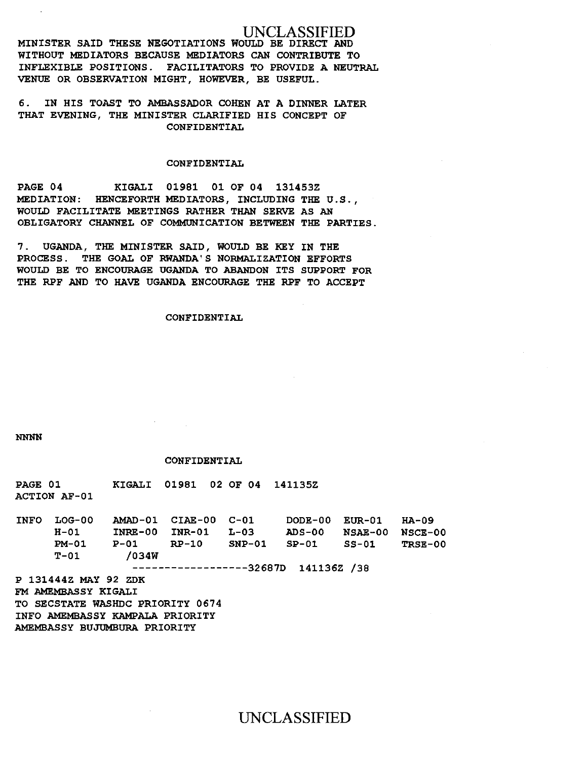MINISTER SAID THESE NEGOTIATIONS WOULD BE DIRECT AND WITHOUT MEDIATORS BECAUSE MEDIATORS CAN CONTRIBUTE TO INFLEXIBLE POSITIONS. FACILITATORS TO PROVIDE A NEUTRAL VENUE OR OBSERVATION MIGHT, HOWEVER, BE USEFUL.

6. IN HIS TOAST TO AMBASSADOR COHEN AT A DINNER LATER THAT EVENING, THE MINISTER CLARIFIED HIS CONCEPT OF

CONFIDENTIAL

CONFIDENTIAL

PAGE 04 KIGALI 01981 01 OF 04 131453Z

MEDIATION: HENCEFORTH MEDIATORS, INCLUDING THE U.S., WOULD FACILITATE MEETINGS RATHER THAN SERVE AS AN OBLIGATORY CHANNEL OF COMMUNICATION BETWEEN THE PARTIES.

7. UGANDA, THE MINISTER SAID, WOULD BE KEY IN THE PROCESS. THE GOAL OF RWANDA'S NORMALIZATION EFFORTS WOULD BE TO ENCOURAGE UGANDA TO ABANDON ITS SUPPORT FOR THE RPF AND TO HAVE UGANDA ENCOURAGE THE RPF TO ACCEPT

CONFIDENTIAL

NNNN

CONFIDENTIAL

PAGE 01 KIGALI 01981 02 OF 04 141135Z

ACTION AF-01

```
INFO  LOG-00   AMAD-01  CIAE-00  C-01    DODE-00  EUR-01   HA-09
      H-01     INRE-00  INR-01   L-03    ADS-00   NSAE-00  NSCE-00
      PM-01    P-01     RP-10    SNP-01  SP-01    SS-01    TRSE-00
      T-01     /034W
                 ------------------32687D  141136Z /38
```

P 131444Z MAY 92 ZDK

FM AMEMBASSY KIGALI

TO SECSTATE WASHDC PRIORITY 0674

INFO AMEMBASSY KAMPALA PRIORITY

AMEMBASSY BUJUMBURA PRIORITY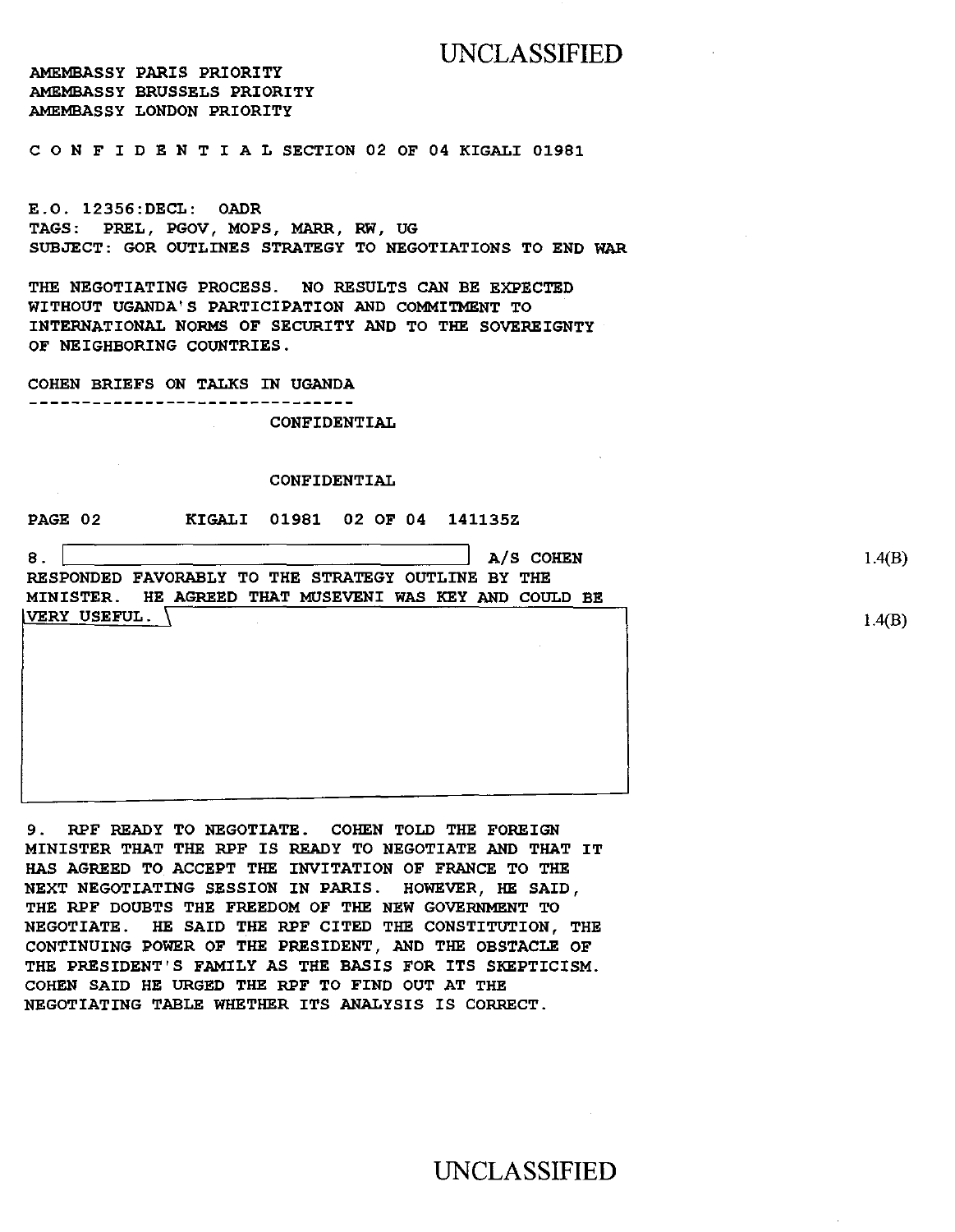AMEMBASSY PARIS PRIORITY
AMEMBASSY BRUSSELS PRIORITY
AMEMBASSY LONDON PRIORITY

C O N F I D E N T I A L SECTION 02 OF 04 KIGALI 01981

E.O. 12356:DECL: OADR
TAGS: PREL, PGOV, MOPS, MARR, RW, UG
SUBJECT: GOR OUTLINES STRATEGY TO NEGOTIATIONS TO END WAR

THE NEGOTIATING PROCESS. NO RESULTS CAN BE EXPECTED WITHOUT UGANDA'S PARTICIPATION AND COMMITMENT TO INTERNATIONAL NORMS OF SECURITY AND TO THE SOVEREIGNTY OF NEIGHBORING COUNTRIES.

COHEN BRIEFS ON TALKS IN UGANDA
-------------------------------

CONFIDENTIAL

CONFIDENTIAL

PAGE 02 KIGALI 01981 02 OF 04 141135Z

8. [REDACTED] A/S COHEN RESPONDED FAVORABLY TO THE STRATEGY OUTLINE BY THE MINISTER. HE AGREED THAT MUSEVENI WAS KEY AND COULD BE VERY USEFUL. [REDACTED] 1.4(B)

1.4(B)

9. RPF READY TO NEGOTIATE. COHEN TOLD THE FOREIGN MINISTER THAT THE RPF IS READY TO NEGOTIATE AND THAT IT HAS AGREED TO ACCEPT THE INVITATION OF FRANCE TO THE NEXT NEGOTIATING SESSION IN PARIS. HOWEVER, HE SAID, THE RPF DOUBTS THE FREEDOM OF THE NEW GOVERNMENT TO NEGOTIATE. HE SAID THE RPF CITED THE CONSTITUTION, THE CONTINUING POWER OF THE PRESIDENT, AND THE OBSTACLE OF THE PRESIDENT'S FAMILY AS THE BASIS FOR ITS SKEPTICISM. COHEN SAID HE URGED THE RPF TO FIND OUT AT THE NEGOTIATING TABLE WHETHER ITS ANALYSIS IS CORRECT.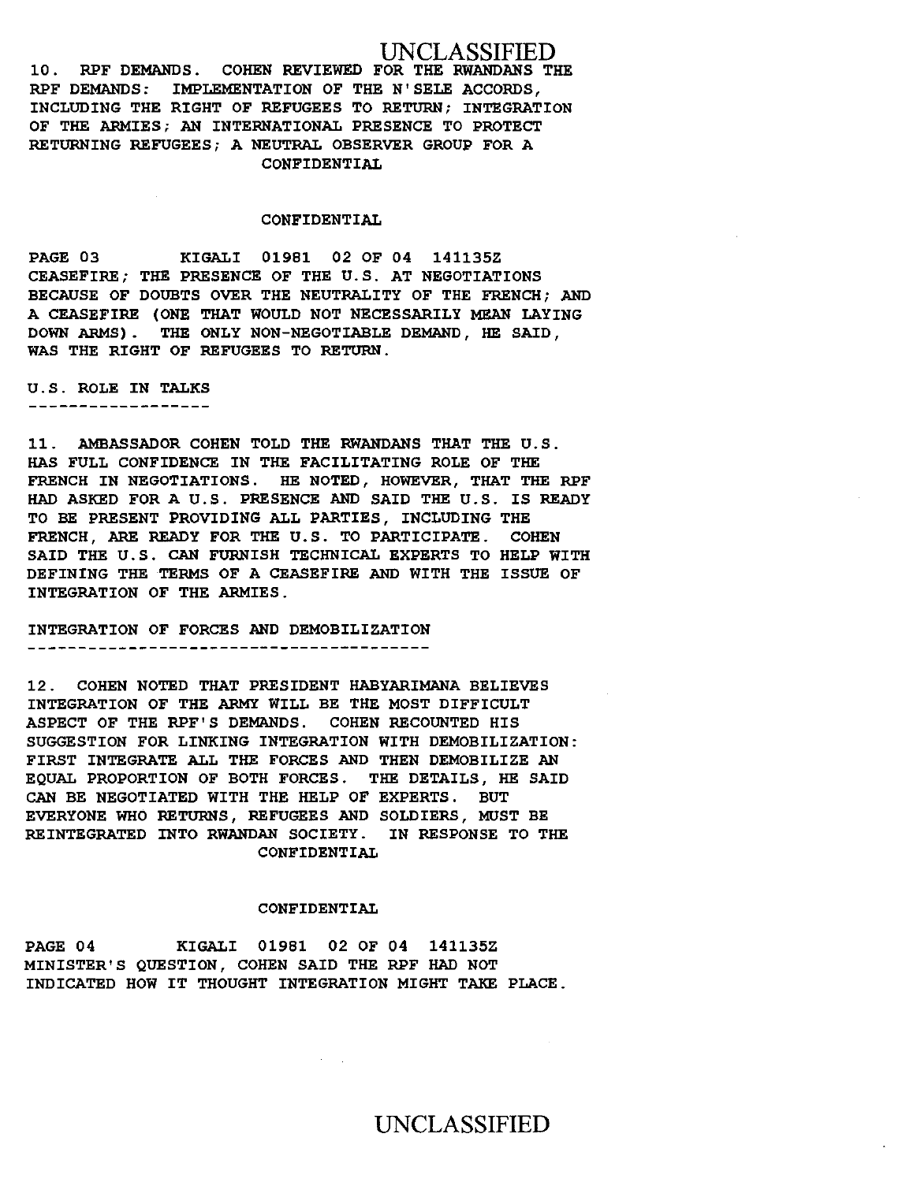10. RPF DEMANDS. COHEN REVIEWED FOR THE RWANDANS THE RPF DEMANDS: IMPLEMENTATION OF THE N'SELE ACCORDS, INCLUDING THE RIGHT OF REFUGEES TO RETURN; INTEGRATION OF THE ARMIES; AN INTERNATIONAL PRESENCE TO PROTECT RETURNING REFUGEES; A NEUTRAL OBSERVER GROUP FOR A CEASEFIRE; THE PRESENCE OF THE U.S. AT NEGOTIATIONS BECAUSE OF DOUBTS OVER THE NEUTRALITY OF THE FRENCH; AND A CEASEFIRE (ONE THAT WOULD NOT NECESSARILY MEAN LAYING DOWN ARMS). THE ONLY NON-NEGOTIABLE DEMAND, HE SAID, WAS THE RIGHT OF REFUGEES TO RETURN.

## U.S. ROLE IN TALKS

11. AMBASSADOR COHEN TOLD THE RWANDANS THAT THE U.S. HAS FULL CONFIDENCE IN THE FACILITATING ROLE OF THE FRENCH IN NEGOTIATIONS. HE NOTED, HOWEVER, THAT THE RPF HAD ASKED FOR A U.S. PRESENCE AND SAID THE U.S. IS READY TO BE PRESENT PROVIDING ALL PARTIES, INCLUDING THE FRENCH, ARE READY FOR THE U.S. TO PARTICIPATE. COHEN SAID THE U.S. CAN FURNISH TECHNICAL EXPERTS TO HELP WITH DEFINING THE TERMS OF A CEASEFIRE AND WITH THE ISSUE OF INTEGRATION OF THE ARMIES.

## INTEGRATION OF FORCES AND DEMOBILIZATION

12. COHEN NOTED THAT PRESIDENT HABYARIMANA BELIEVES INTEGRATION OF THE ARMY WILL BE THE MOST DIFFICULT ASPECT OF THE RPF'S DEMANDS. COHEN RECOUNTED HIS SUGGESTION FOR LINKING INTEGRATION WITH DEMOBILIZATION: FIRST INTEGRATE ALL THE FORCES AND THEN DEMOBILIZE AN EQUAL PROPORTION OF BOTH FORCES. THE DETAILS, HE SAID CAN BE NEGOTIATED WITH THE HELP OF EXPERTS. BUT EVERYONE WHO RETURNS, REFUGEES AND SOLDIERS, MUST BE REINTEGRATED INTO RWANDAN SOCIETY. IN RESPONSE TO THE MINISTER'S QUESTION, COHEN SAID THE RPF HAD NOT INDICATED HOW IT THOUGHT INTEGRATION MIGHT TAKE PLACE.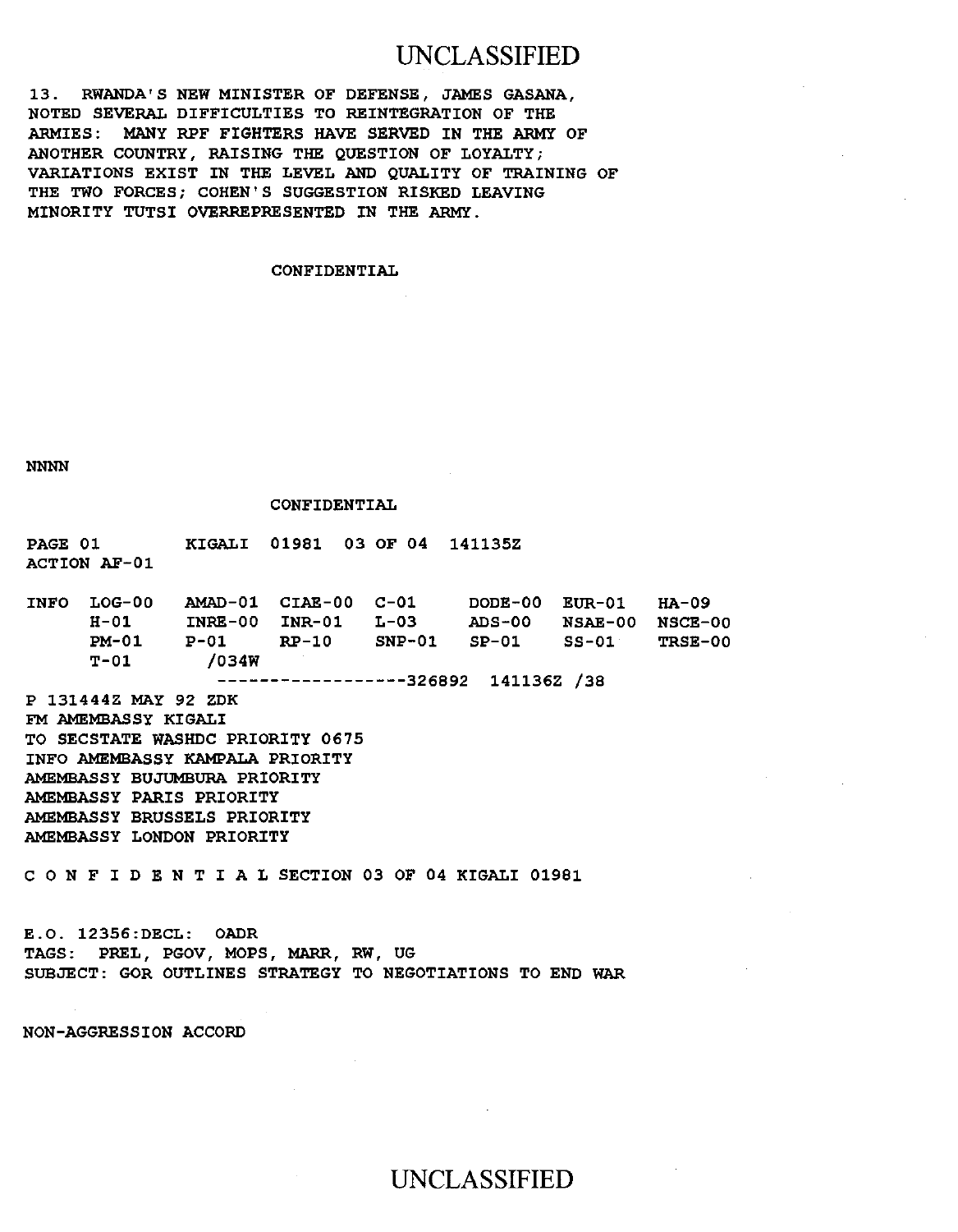13. RWANDA'S NEW MINISTER OF DEFENSE, JAMES GASANA, NOTED SEVERAL DIFFICULTIES TO REINTEGRATION OF THE ARMIES: MANY RPF FIGHTERS HAVE SERVED IN THE ARMY OF ANOTHER COUNTRY, RAISING THE QUESTION OF LOYALTY; VARIATIONS EXIST IN THE LEVEL AND QUALITY OF TRAINING OF THE TWO FORCES; COHEN'S SUGGESTION RISKED LEAVING MINORITY TUTSI OVERREPRESENTED IN THE ARMY.

CONFIDENTIAL

NNNN

CONFIDENTIAL

PAGE 01 KIGALI 01981 03 OF 04 141135Z
ACTION AF-01

| | | | | | | | |
|---|---|---|---|---|---|---|---|
| INFO | LOG-00 | AMAD-01 | CIAE-00 | C-01 | DODE-00 | EUR-01 | HA-09 |
| | H-01 | INRE-00 | INR-01 | L-03 | ADS-00 | NSAE-00 | NSCE-00 |
| | PM-01 | P-01 | RP-10 | SNP-01 | SP-01 | SS-01 | TRSE-00 |
| | T-01 | /034W | | | | | |

------------------326892 141136Z /38

P 131444Z MAY 92 ZDK
FM AMEMBASSY KIGALI
TO SECSTATE WASHDC PRIORITY 0675
INFO AMEMBASSY KAMPALA PRIORITY
AMEMBASSY BUJUMBURA PRIORITY
AMEMBASSY PARIS PRIORITY
AMEMBASSY BRUSSELS PRIORITY
AMEMBASSY LONDON PRIORITY

C O N F I D E N T I A L SECTION 03 OF 04 KIGALI 01981

E.O. 12356:DECL: OADR
TAGS: PREL, PGOV, MOPS, MARR, RW, UG
SUBJECT: GOR OUTLINES STRATEGY TO NEGOTIATIONS TO END WAR

NON-AGGRESSION ACCORD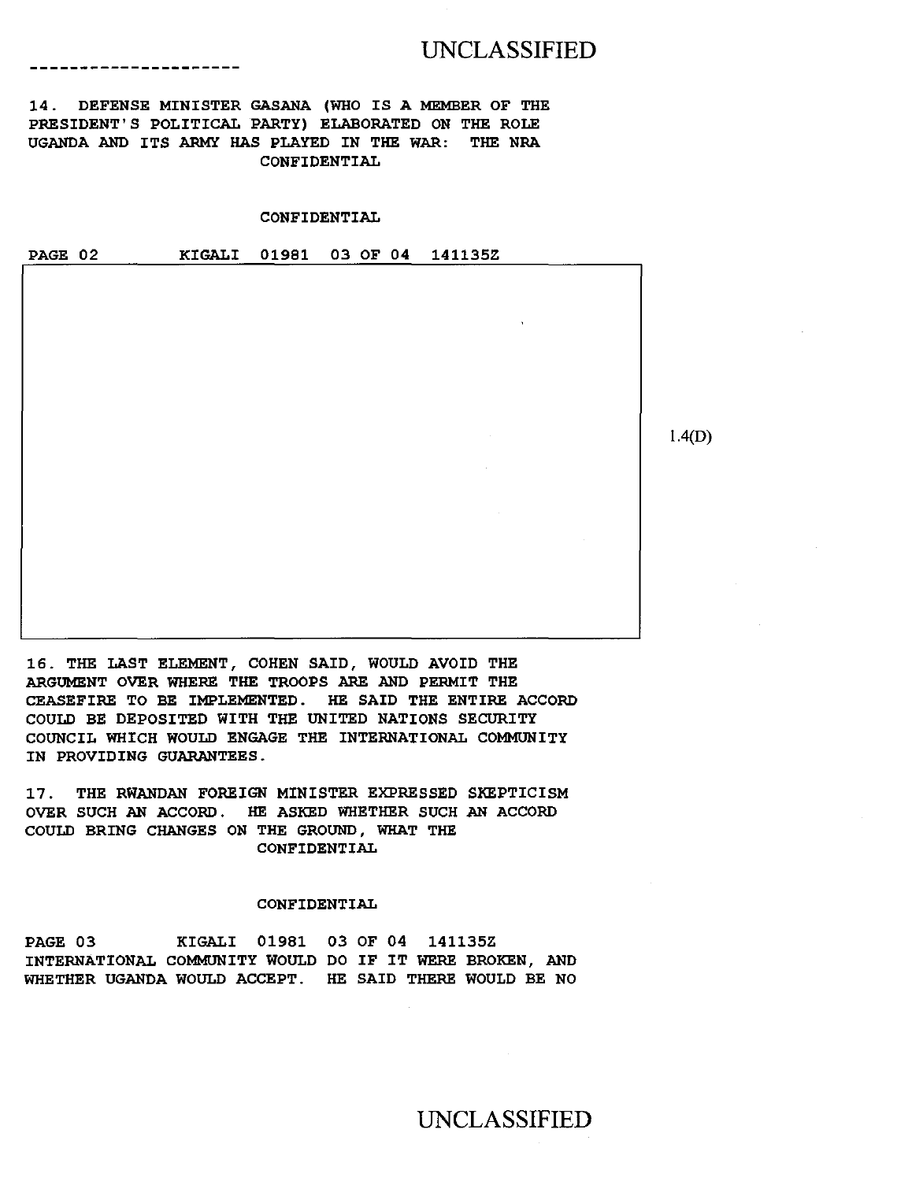14. DEFENSE MINISTER GASANA (WHO IS A MEMBER OF THE PRESIDENT'S POLITICAL PARTY) ELABORATED ON THE ROLE UGANDA AND ITS ARMY HAS PLAYED IN THE WAR: THE NRA

CONFIDENTIAL

CONFIDENTIAL

PAGE 02 KIGALI 01981 03 OF 04 141135Z

1.4(D)

16. THE LAST ELEMENT, COHEN SAID, WOULD AVOID THE ARGUMENT OVER WHERE THE TROOPS ARE AND PERMIT THE CEASEFIRE TO BE IMPLEMENTED. HE SAID THE ENTIRE ACCORD COULD BE DEPOSITED WITH THE UNITED NATIONS SECURITY COUNCIL WHICH WOULD ENGAGE THE INTERNATIONAL COMMUNITY IN PROVIDING GUARANTEES.

17. THE RWANDAN FOREIGN MINISTER EXPRESSED SKEPTICISM OVER SUCH AN ACCORD. HE ASKED WHETHER SUCH AN ACCORD COULD BRING CHANGES ON THE GROUND, WHAT THE

CONFIDENTIAL

CONFIDENTIAL

PAGE 03 KIGALI 01981 03 OF 04 141135Z

INTERNATIONAL COMMUNITY WOULD DO IF IT WERE BROKEN, AND WHETHER UGANDA WOULD ACCEPT. HE SAID THERE WOULD BE NO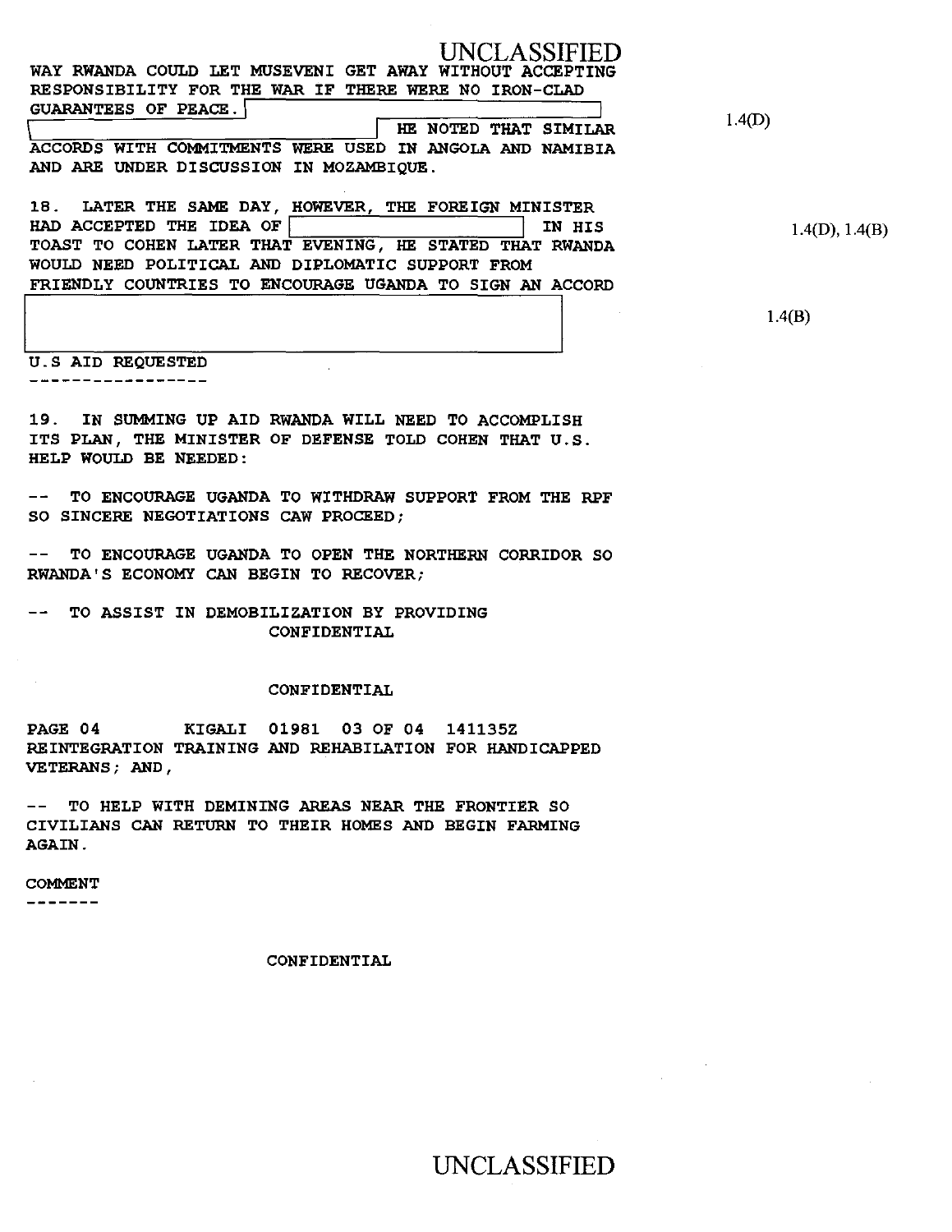WAY RWANDA COULD LET MUSEVENI GET AWAY WITHOUT ACCEPTING RESPONSIBILITY FOR THE WAR IF THERE WERE NO IRON-CLAD GUARANTEES OF PEACE. [REDACTED] HE NOTED THAT SIMILAR ACCORDS WITH COMMITMENTS WERE USED IN ANGOLA AND NAMIBIA AND ARE UNDER DISCUSSION IN MOZAMBIQUE.

1.4(D)

18. LATER THE SAME DAY, HOWEVER, THE FOREIGN MINISTER HAD ACCEPTED THE IDEA OF [REDACTED] IN HIS TOAST TO COHEN LATER THAT EVENING, HE STATED THAT RWANDA WOULD NEED POLITICAL AND DIPLOMATIC SUPPORT FROM FRIENDLY COUNTRIES TO ENCOURAGE UGANDA TO SIGN AN ACCORD

1.4(D), 1.4(B)

[REDACTED]

1.4(B)

U.S AID REQUESTED
-----------------

19. IN SUMMING UP AID RWANDA WILL NEED TO ACCOMPLISH ITS PLAN, THE MINISTER OF DEFENSE TOLD COHEN THAT U.S. HELP WOULD BE NEEDED:

-- TO ENCOURAGE UGANDA TO WITHDRAW SUPPORT FROM THE RPF SO SINCERE NEGOTIATIONS CAW PROCEED;

-- TO ENCOURAGE UGANDA TO OPEN THE NORTHERN CORRIDOR SO RWANDA'S ECONOMY CAN BEGIN TO RECOVER;

-- TO ASSIST IN DEMOBILIZATION BY PROVIDING

CONFIDENTIAL

CONFIDENTIAL

PAGE 04 KIGALI 01981 03 OF 04 141135Z

REINTEGRATION TRAINING AND REHABILATION FOR HANDICAPPED VETERANS; AND,

-- TO HELP WITH DEMINING AREAS NEAR THE FRONTIER SO CIVILIANS CAN RETURN TO THEIR HOMES AND BEGIN FARMING AGAIN.

COMMENT
-------

CONFIDENTIAL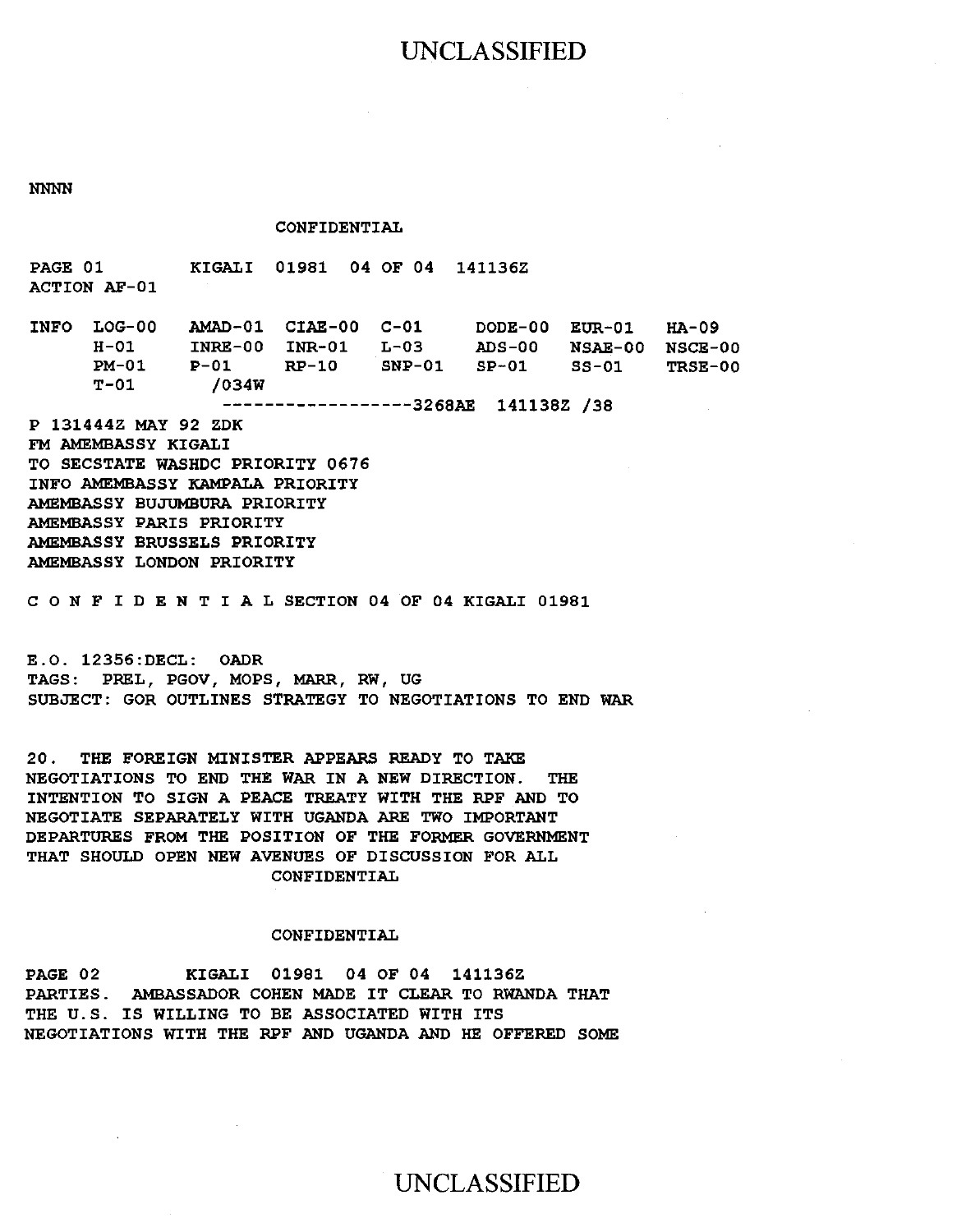NNNN

CONFIDENTIAL

PAGE 01 KIGALI 01981 04 OF 04 141136Z
ACTION AF-01

```
INFO  LOG-00    AMAD-01  CIAE-00  C-01     DODE-00  EUR-01   HA-09
      H-01      INRE-00  INR-01   L-03     ADS-00   NSAE-00  NSCE-00
      PM-01     P-01     RP-10    SNP-01   SP-01    SS-01    TRSE-00
      T-01      /034W
                ------------------3268AE  141138Z /38
```

P 131444Z MAY 92 ZDK
FM AMEMBASSY KIGALI
TO SECSTATE WASHDC PRIORITY 0676
INFO AMEMBASSY KAMPALA PRIORITY
AMEMBASSY BUJUMBURA PRIORITY
AMEMBASSY PARIS PRIORITY
AMEMBASSY BRUSSELS PRIORITY
AMEMBASSY LONDON PRIORITY

C O N F I D E N T I A L SECTION 04 OF 04 KIGALI 01981

E.O. 12356:DECL: OADR
TAGS: PREL, PGOV, MOPS, MARR, RW, UG
SUBJECT: GOR OUTLINES STRATEGY TO NEGOTIATIONS TO END WAR

20. THE FOREIGN MINISTER APPEARS READY TO TAKE NEGOTIATIONS TO END THE WAR IN A NEW DIRECTION. THE INTENTION TO SIGN A PEACE TREATY WITH THE RPF AND TO NEGOTIATE SEPARATELY WITH UGANDA ARE TWO IMPORTANT DEPARTURES FROM THE POSITION OF THE FORMER GOVERNMENT THAT SHOULD OPEN NEW AVENUES OF DISCUSSION FOR ALL

CONFIDENTIAL

CONFIDENTIAL

PAGE 02 KIGALI 01981 04 OF 04 141136Z

PARTIES. AMBASSADOR COHEN MADE IT CLEAR TO RWANDA THAT THE U.S. IS WILLING TO BE ASSOCIATED WITH ITS NEGOTIATIONS WITH THE RPF AND UGANDA AND HE OFFERED SOME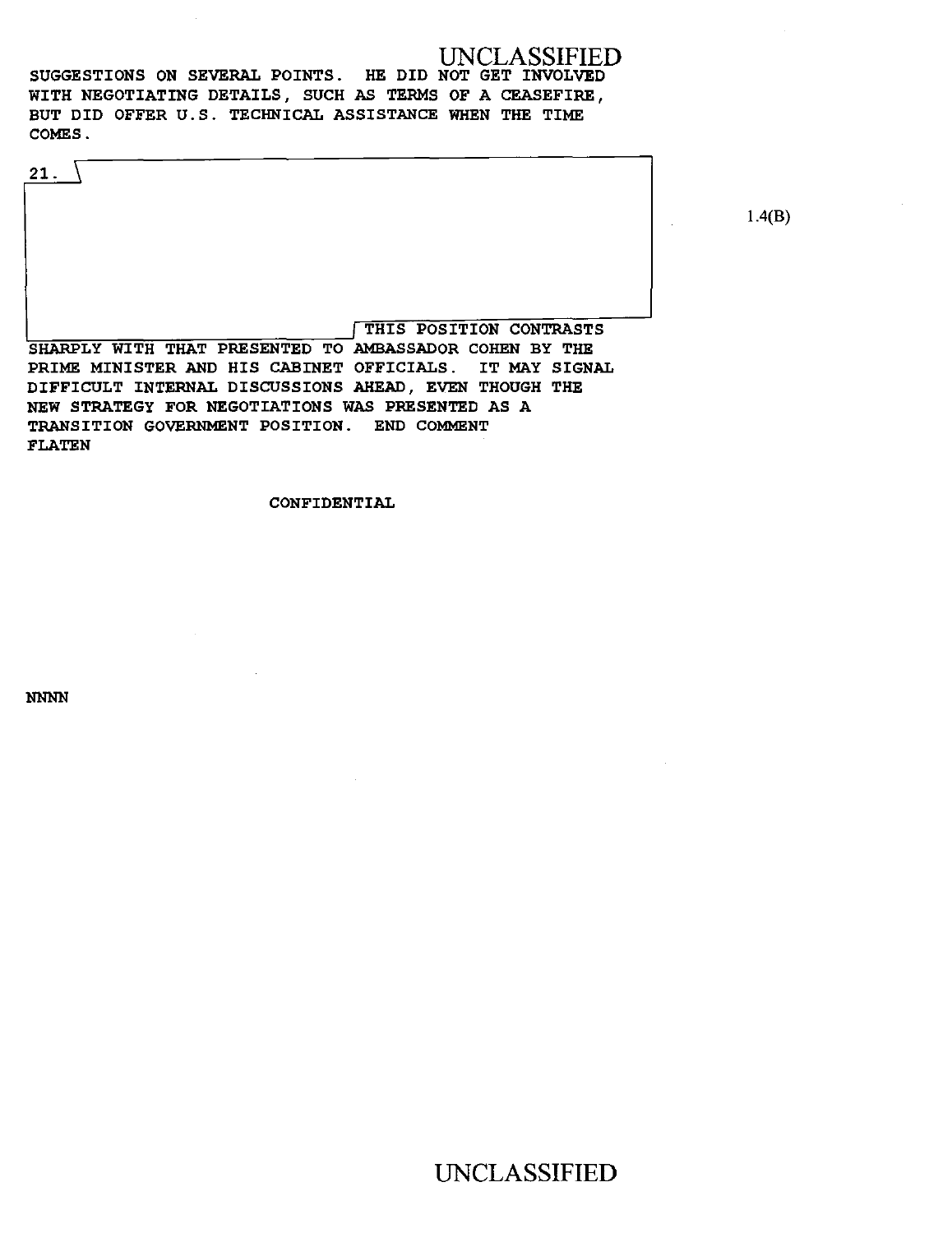SUGGESTIONS ON SEVERAL POINTS. HE DID NOT GET INVOLVED WITH NEGOTIATING DETAILS, SUCH AS TERMS OF A CEASEFIRE, BUT DID OFFER U.S. TECHNICAL ASSISTANCE WHEN THE TIME COMES.

21. [REDACTED] 1.4(B)

THIS POSITION CONTRASTS SHARPLY WITH THAT PRESENTED TO AMBASSADOR COHEN BY THE PRIME MINISTER AND HIS CABINET OFFICIALS. IT MAY SIGNAL DIFFICULT INTERNAL DISCUSSIONS AHEAD, EVEN THOUGH THE NEW STRATEGY FOR NEGOTIATIONS WAS PRESENTED AS A TRANSITION GOVERNMENT POSITION. END COMMENT
FLATEN

CONFIDENTIAL

NNNN